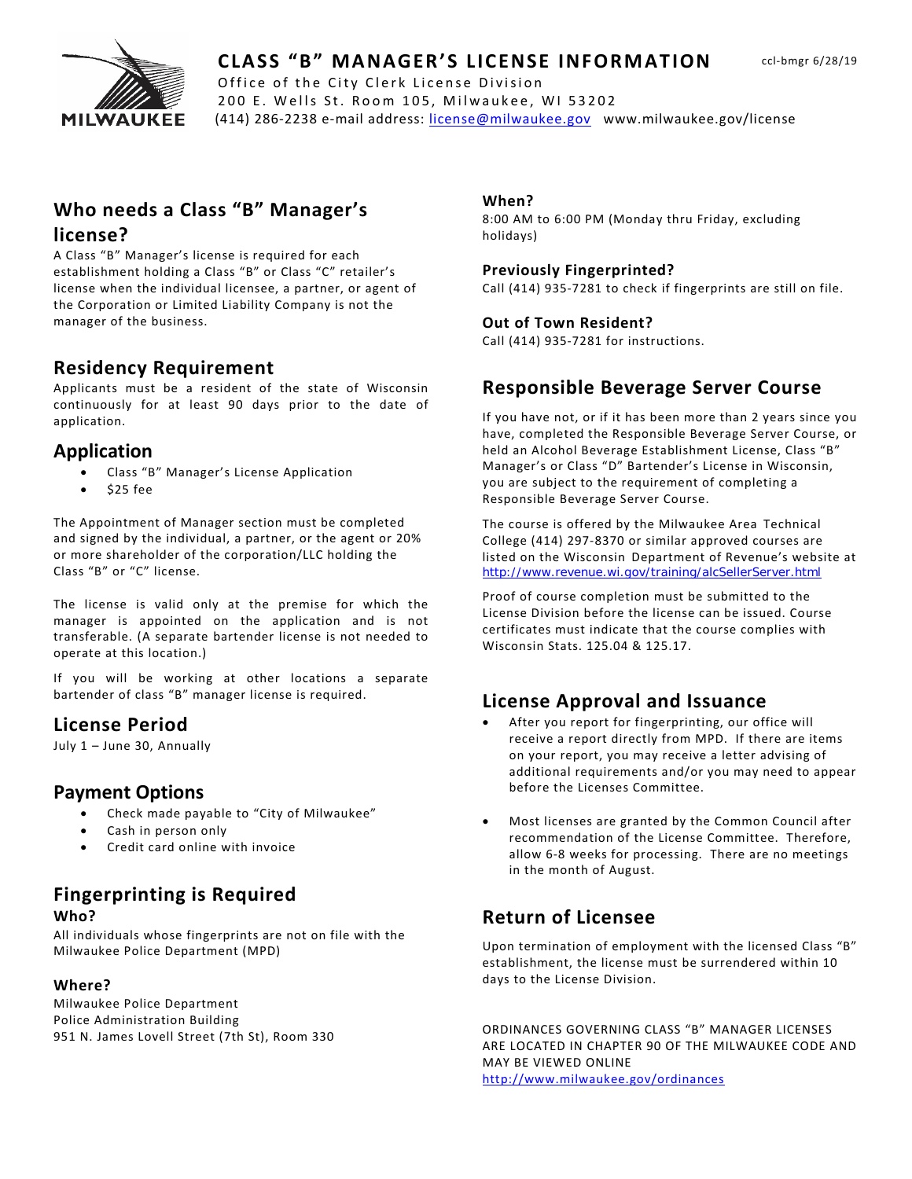# CLASS "B" MANAGER'S LICENSE INFORMATION

ccl-bmgr 6/28/19

Office of the City Clerk License Division
200 E. Wells St. Room 105, Milwaukee, WI 53202
(414) 286-2238 e-mail address: license@milwaukee.gov www.milwaukee.gov/license

## Who needs a Class "B" Manager's license?

A Class "B" Manager's license is required for each establishment holding a Class "B" or Class "C" retailer's license when the individual licensee, a partner, or agent of the Corporation or Limited Liability Company is not the manager of the business.

## Residency Requirement

Applicants must be a resident of the state of Wisconsin continuously for at least 90 days prior to the date of application.

## Application

- Class "B" Manager's License Application
- $25 fee

The Appointment of Manager section must be completed and signed by the individual, a partner, or the agent or 20% or more shareholder of the corporation/LLC holding the Class "B" or "C" license.

The license is valid only at the premise for which the manager is appointed on the application and is not transferable. (A separate bartender license is not needed to operate at this location.)

If you will be working at other locations a separate bartender of class "B" manager license is required.

## License Period

July 1 – June 30, Annually

## Payment Options

- Check made payable to "City of Milwaukee"
- Cash in person only
- Credit card online with invoice

## Fingerprinting is Required

### Who?

All individuals whose fingerprints are not on file with the Milwaukee Police Department (MPD)

### Where?

Milwaukee Police Department
Police Administration Building
951 N. James Lovell Street (7th St), Room 330

### When?

8:00 AM to 6:00 PM (Monday thru Friday, excluding holidays)

### Previously Fingerprinted?

Call (414) 935-7281 to check if fingerprints are still on file.

### Out of Town Resident?

Call (414) 935-7281 for instructions.

## Responsible Beverage Server Course

If you have not, or if it has been more than 2 years since you have, completed the Responsible Beverage Server Course, or held an Alcohol Beverage Establishment License, Class "B" Manager's or Class "D" Bartender's License in Wisconsin, you are subject to the requirement of completing a Responsible Beverage Server Course.

The course is offered by the Milwaukee Area Technical College (414) 297-8370 or similar approved courses are listed on the Wisconsin Department of Revenue's website at http://www.revenue.wi.gov/training/alcSellerServer.html

Proof of course completion must be submitted to the License Division before the license can be issued. Course certificates must indicate that the course complies with Wisconsin Stats. 125.04 & 125.17.

## License Approval and Issuance

- After you report for fingerprinting, our office will receive a report directly from MPD. If there are items on your report, you may receive a letter advising of additional requirements and/or you may need to appear before the Licenses Committee.
- Most licenses are granted by the Common Council after recommendation of the License Committee. Therefore, allow 6-8 weeks for processing. There are no meetings in the month of August.

## Return of Licensee

Upon termination of employment with the licensed Class "B" establishment, the license must be surrendered within 10 days to the License Division.

ORDINANCES GOVERNING CLASS "B" MANAGER LICENSES ARE LOCATED IN CHAPTER 90 OF THE MILWAUKEE CODE AND MAY BE VIEWED ONLINE
http://www.milwaukee.gov/ordinances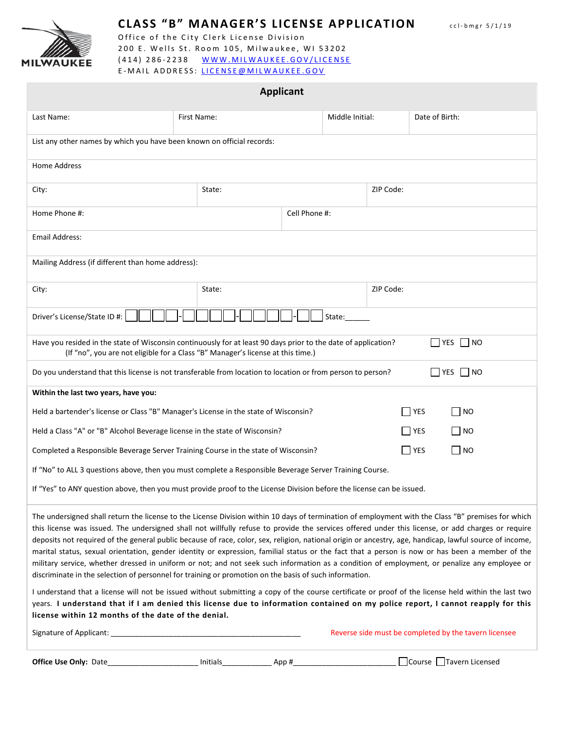MILWAUKEE

# CLASS "B" MANAGER'S LICENSE APPLICATION

ccl-bmgr 5/1/19

Office of the City Clerk License Division
200 E. Wells St. Room 105, Milwaukee, WI 53202
(414) 286-2238 WWW.MILWAUKEE.GOV/LICENSE
E-MAIL ADDRESS: LICENSE@MILWAUKEE.GOV

## Applicant

| Last Name: | First Name: | Middle Initial: | Date of Birth: |
|---|---|---|---|

List any other names by which you have been known on official records:

Home Address

| City: | State: | ZIP Code: |
|---|---|---|

| Home Phone #: | Cell Phone #: |
|---|---|

Email Address:

Mailing Address (if different than home address):

| City: | State: | ZIP Code: |
|---|---|---|

Driver's License/State ID #: ☐☐☐☐-☐☐☐☐-☐☐☐☐-☐☐ State:______

Have you resided in the state of Wisconsin continuously for at least 90 days prior to the date of application? ☐ YES ☐ NO
(If "no", you are not eligible for a Class "B" Manager's license at this time.)

Do you understand that this license is not transferable from location to location or from person to person? ☐ YES ☐ NO

**Within the last two years, have you:**

Held a bartender's license or Class "B" Manager's License in the state of Wisconsin? ☐ YES ☐ NO

Held a Class "A" or "B" Alcohol Beverage license in the state of Wisconsin? ☐ YES ☐ NO

Completed a Responsible Beverage Server Training Course in the state of Wisconsin? ☐ YES ☐ NO

If "No" to ALL 3 questions above, then you must complete a Responsible Beverage Server Training Course.

If "Yes" to ANY question above, then you must provide proof to the License Division before the license can be issued.

The undersigned shall return the license to the License Division within 10 days of termination of employment with the Class "B" premises for which this license was issued. The undersigned shall not willfully refuse to provide the services offered under this license, or add charges or require deposits not required of the general public because of race, color, sex, religion, national origin or ancestry, age, handicap, lawful source of income, marital status, sexual orientation, gender identity or expression, familial status or the fact that a person is now or has been a member of the military service, whether dressed in uniform or not; and not seek such information as a condition of employment, or penalize any employee or discriminate in the selection of personnel for training or promotion on the basis of such information.

I understand that a license will not be issued without submitting a copy of the course certificate or proof of the license held within the last two years. **I understand that if I am denied this license due to information contained on my police report, I cannot reapply for this license within 12 months of the date of the denial.**

Signature of Applicant: _____________________________________________

Reverse side must be completed by the tavern licensee

**Office Use Only:** Date_____________________ Initials___________ App #________________________ ☐Course ☐Tavern Licensed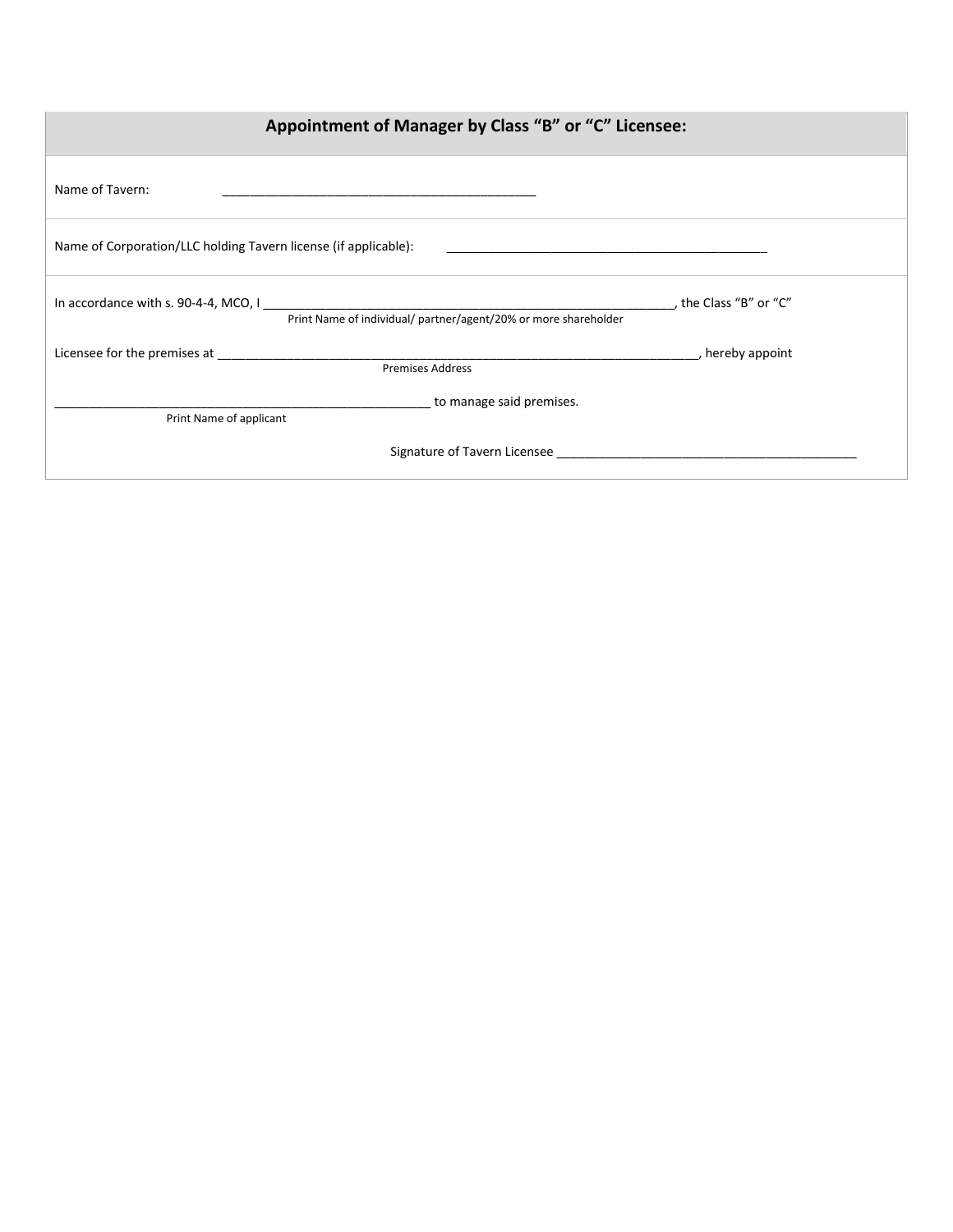## Appointment of Manager by Class “B” or “C” Licensee:

Name of Tavern: ____________________________________________

Name of Corporation/LLC holding Tavern license (if applicable): ____________________________________________

In accordance with s. 90-4-4, MCO, I __________________________________________________________, the Class “B” or “C”
Print Name of individual/ partner/agent/20% or more shareholder

Licensee for the premises at __________________________________________________________________, hereby appoint
Premises Address

_____________________________________________________ to manage said premises.
Print Name of applicant

Signature of Tavern Licensee ____________________________________________